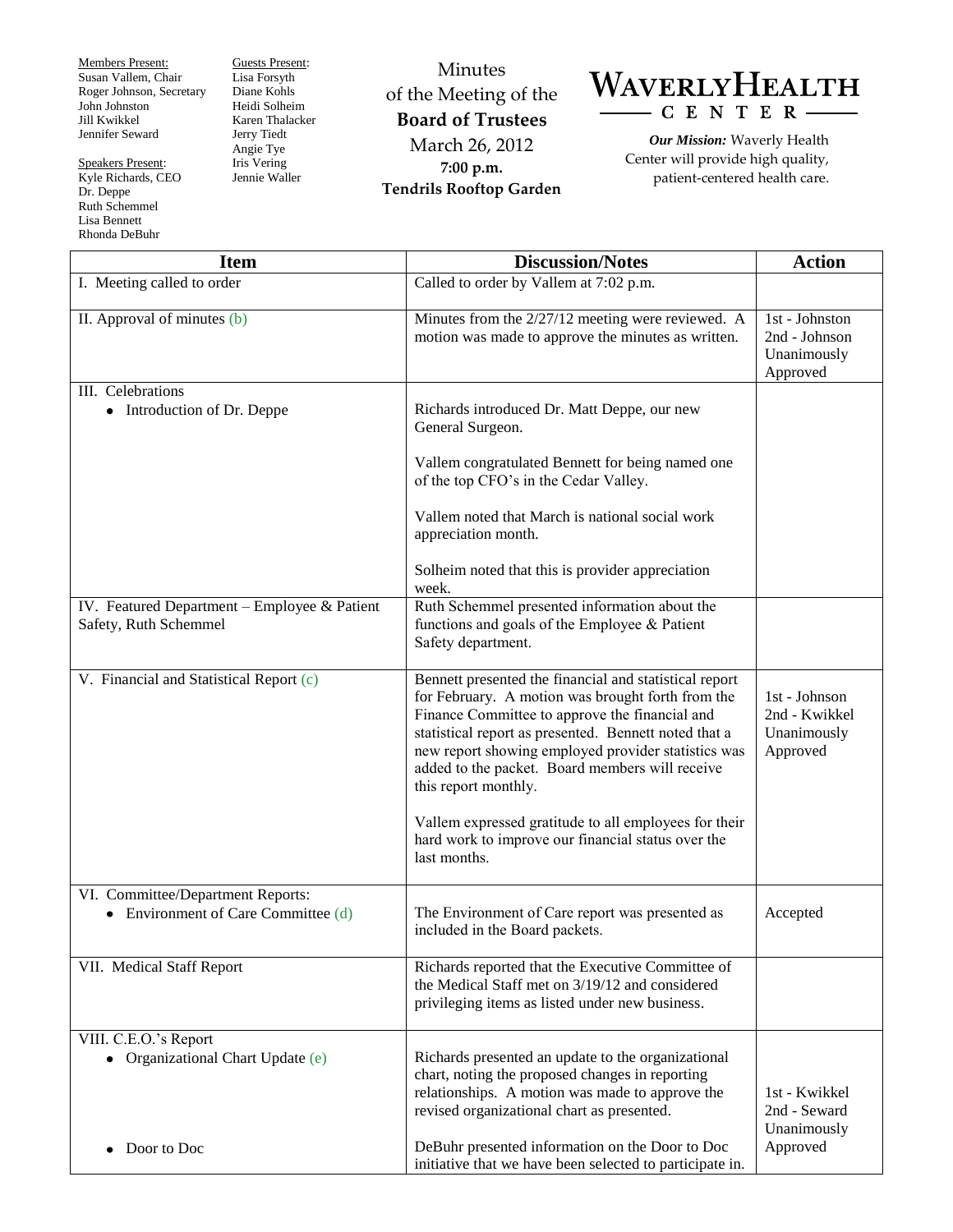Members Present:
Susan Vallem, Chair
Roger Johnson, Secretary
John Johnston
Jill Kwikkel
Jennifer Seward

Speakers Present:
Kyle Richards, CEO
Dr. Deppe
Ruth Schemmel
Lisa Bennett
Rhonda DeBuhr

Guests Present:
Lisa Forsyth
Diane Kohls
Heidi Solheim
Karen Thalacker
Jerry Tiedt
Angie Tye
Iris Vering
Jennie Waller

Minutes
of the Meeting of the
**Board of Trustees**
March 26, 2012
**7:00 p.m.**
**Tendrils Rooftop Garden**

# WAVERLY HEALTH CENTER

***Our Mission:*** Waverly Health Center will provide high quality, patient-centered health care.

| Item | Discussion/Notes | Action |
|---|---|---|
| I. Meeting called to order | Called to order by Vallem at 7:02 p.m. | |
| II. Approval of minutes (b) | Minutes from the 2/27/12 meeting were reviewed. A motion was made to approve the minutes as written. | 1st - Johnston<br>2nd - Johnson<br>Unanimously Approved |
| III. Celebrations<br>• Introduction of Dr. Deppe | Richards introduced Dr. Matt Deppe, our new General Surgeon.<br><br>Vallem congratulated Bennett for being named one of the top CFO's in the Cedar Valley.<br><br>Vallem noted that March is national social work appreciation month.<br><br>Solheim noted that this is provider appreciation week. | |
| IV. Featured Department – Employee & Patient Safety, Ruth Schemmel | Ruth Schemmel presented information about the functions and goals of the Employee & Patient Safety department. | |
| V. Financial and Statistical Report (c) | Bennett presented the financial and statistical report for February. A motion was brought forth from the Finance Committee to approve the financial and statistical report as presented. Bennett noted that a new report showing employed provider statistics was added to the packet. Board members will receive this report monthly.<br><br>Vallem expressed gratitude to all employees for their hard work to improve our financial status over the last months. | 1st - Johnson<br>2nd - Kwikkel<br>Unanimously Approved |
| VI. Committee/Department Reports:<br>• Environment of Care Committee (d) | The Environment of Care report was presented as included in the Board packets. | Accepted |
| VII. Medical Staff Report | Richards reported that the Executive Committee of the Medical Staff met on 3/19/12 and considered privileging items as listed under new business. | |
| VIII. C.E.O.'s Report<br>• Organizational Chart Update (e)<br><br>• Door to Doc | Richards presented an update to the organizational chart, noting the proposed changes in reporting relationships. A motion was made to approve the revised organizational chart as presented.<br><br>DeBuhr presented information on the Door to Doc initiative that we have been selected to participate in. | 1st - Kwikkel<br>2nd - Seward<br>Unanimously Approved |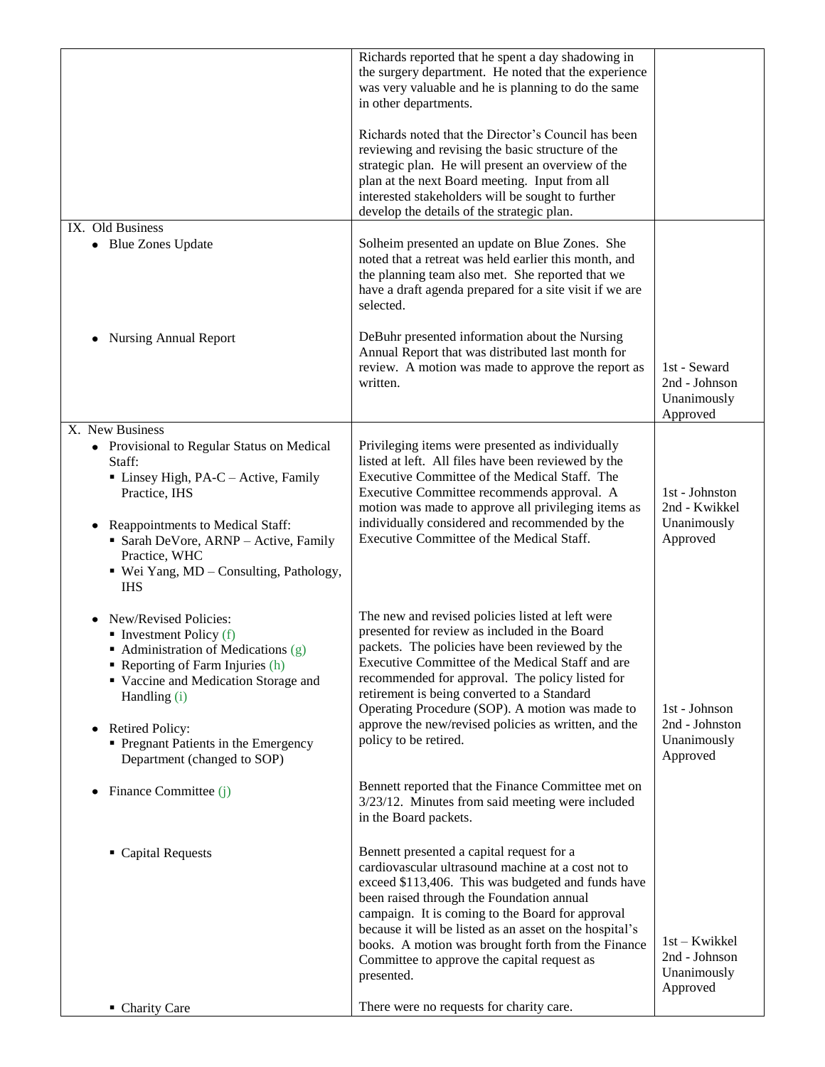| | | |
|---|---|---|
| | Richards reported that he spent a day shadowing in the surgery department. He noted that the experience was very valuable and he is planning to do the same in other departments.<br><br>Richards noted that the Director's Council has been reviewing and revising the basic structure of the strategic plan. He will present an overview of the plan at the next Board meeting. Input from all interested stakeholders will be sought to further develop the details of the strategic plan. | |
| IX. Old Business<br>• Blue Zones Update | Solheim presented an update on Blue Zones. She noted that a retreat was held earlier this month, and the planning team also met. She reported that we have a draft agenda prepared for a site visit if we are selected. | |
| • Nursing Annual Report | DeBuhr presented information about the Nursing Annual Report that was distributed last month for review. A motion was made to approve the report as written. | 1st - Seward<br>2nd - Johnson<br>Unanimously Approved |
| X. New Business<br>• Provisional to Regular Status on Medical Staff:<br>▪ Linsey High, PA-C – Active, Family Practice, IHS<br><br>• Reappointments to Medical Staff:<br>▪ Sarah DeVore, ARNP – Active, Family Practice, WHC<br>▪ Wei Yang, MD – Consulting, Pathology, IHS | Privileging items were presented as individually listed at left. All files have been reviewed by the Executive Committee of the Medical Staff. The Executive Committee recommends approval. A motion was made to approve all privileging items as individually considered and recommended by the Executive Committee of the Medical Staff. | 1st - Johnston<br>2nd - Kwikkel<br>Unanimously Approved |
| • New/Revised Policies:<br>▪ Investment Policy (f)<br>▪ Administration of Medications (g)<br>▪ Reporting of Farm Injuries (h)<br>▪ Vaccine and Medication Storage and Handling (i)<br><br>• Retired Policy:<br>▪ Pregnant Patients in the Emergency Department (changed to SOP) | The new and revised policies listed at left were presented for review as included in the Board packets. The policies have been reviewed by the Executive Committee of the Medical Staff and are recommended for approval. The policy listed for retirement is being converted to a Standard Operating Procedure (SOP). A motion was made to approve the new/revised policies as written, and the policy to be retired. | 1st - Johnson<br>2nd - Johnston<br>Unanimously Approved |
| • Finance Committee (j) | Bennett reported that the Finance Committee met on 3/23/12. Minutes from said meeting were included in the Board packets. | |
| ▪ Capital Requests | Bennett presented a capital request for a cardiovascular ultrasound machine at a cost not to exceed $113,406. This was budgeted and funds have been raised through the Foundation annual campaign. It is coming to the Board for approval because it will be listed as an asset on the hospital's books. A motion was brought forth from the Finance Committee to approve the capital request as presented. | 1st – Kwikkel<br>2nd - Johnson<br>Unanimously Approved |
| ▪ Charity Care | There were no requests for charity care. | |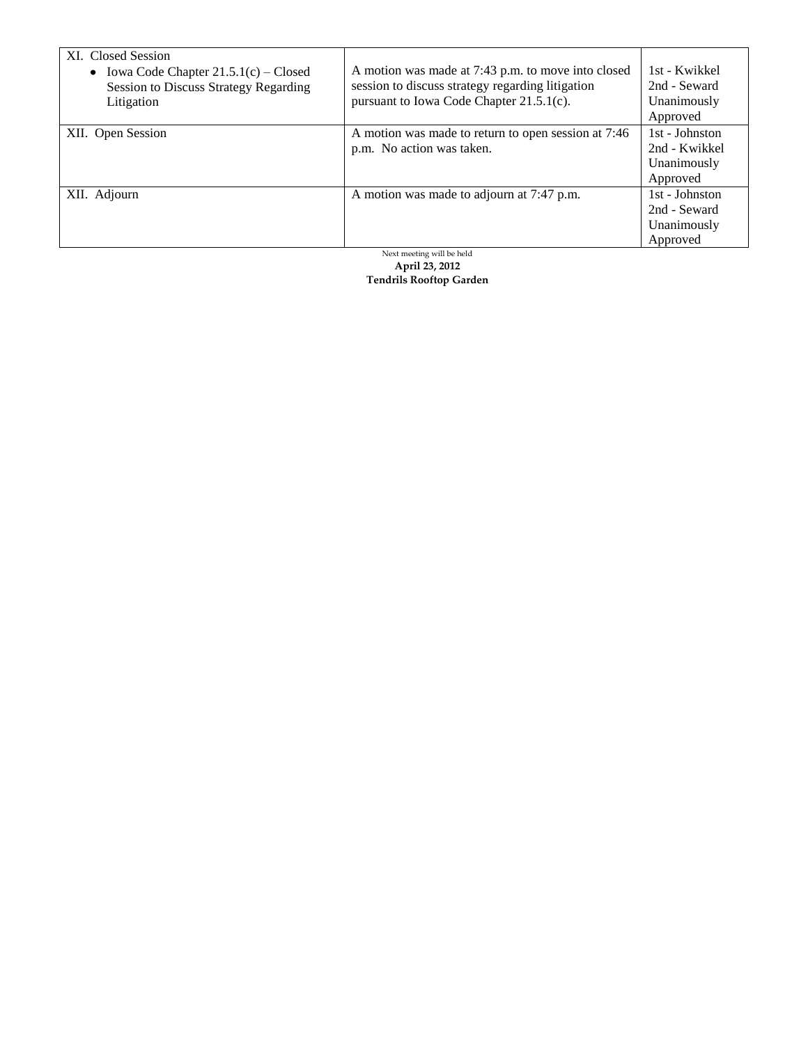| | | |
|---|---|---|
| XI. Closed Session<br>• Iowa Code Chapter 21.5.1(c) – Closed Session to Discuss Strategy Regarding Litigation | A motion was made at 7:43 p.m. to move into closed session to discuss strategy regarding litigation pursuant to Iowa Code Chapter 21.5.1(c). | 1st - Kwikkel<br>2nd - Seward<br>Unanimously Approved |
| XII. Open Session | A motion was made to return to open session at 7:46 p.m. No action was taken. | 1st - Johnston<br>2nd - Kwikkel<br>Unanimously Approved |
| XII. Adjourn | A motion was made to adjourn at 7:47 p.m. | 1st - Johnston<br>2nd - Seward<br>Unanimously Approved |

Next meeting will be held

**April 23, 2012**

**Tendrils Rooftop Garden**